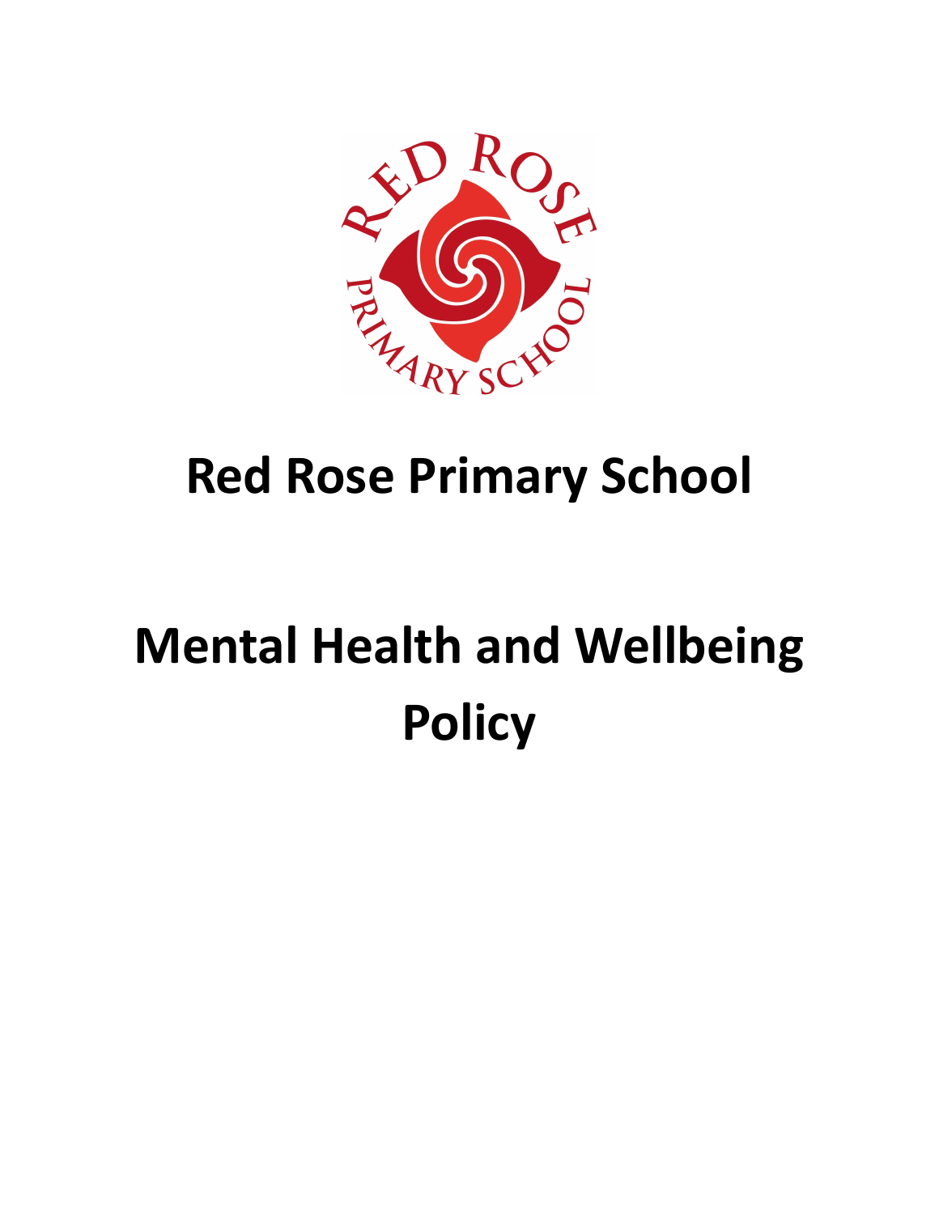# Red Rose Primary School

# Mental Health and Wellbeing Policy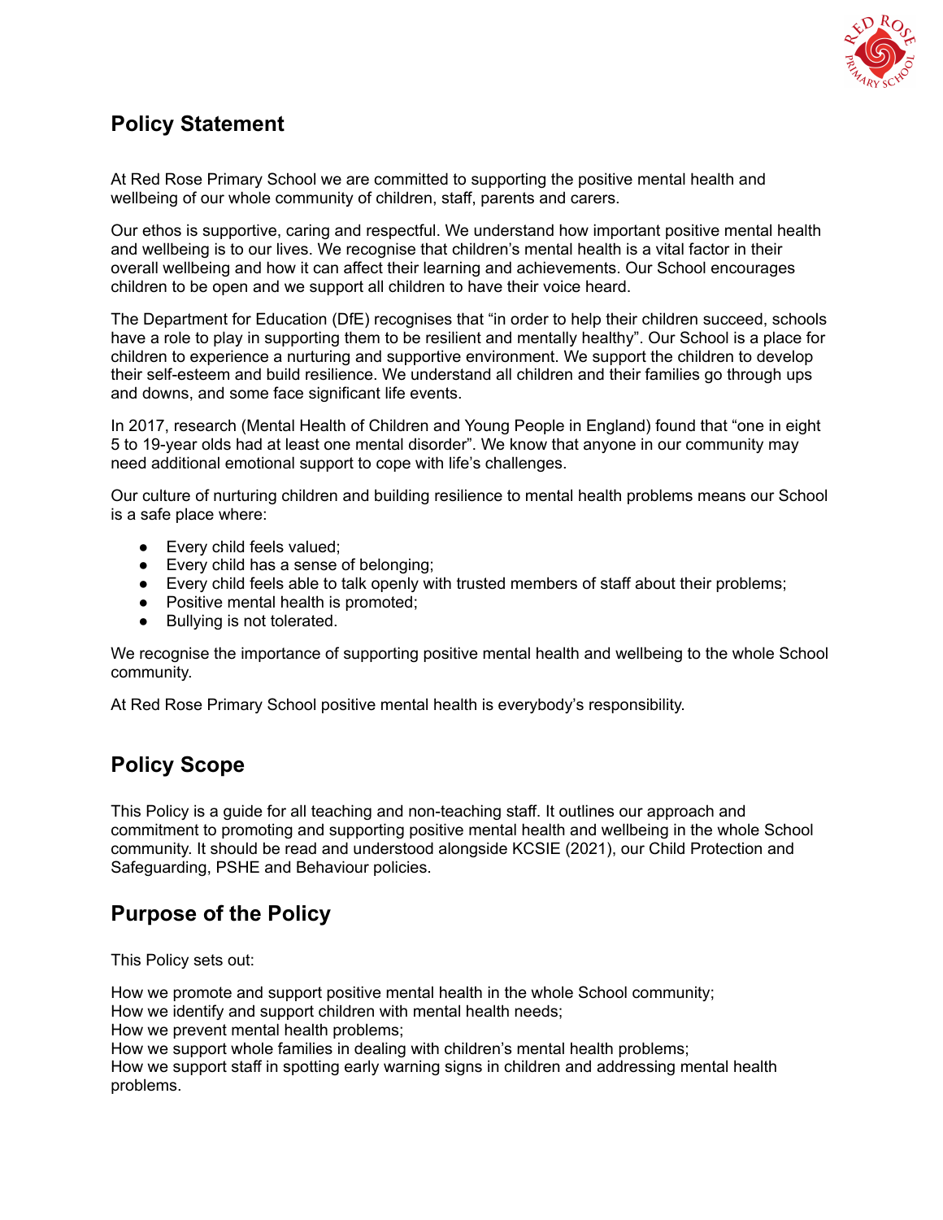## Policy Statement

At Red Rose Primary School we are committed to supporting the positive mental health and wellbeing of our whole community of children, staff, parents and carers.

Our ethos is supportive, caring and respectful. We understand how important positive mental health and wellbeing is to our lives. We recognise that children's mental health is a vital factor in their overall wellbeing and how it can affect their learning and achievements. Our School encourages children to be open and we support all children to have their voice heard.

The Department for Education (DfE) recognises that "in order to help their children succeed, schools have a role to play in supporting them to be resilient and mentally healthy". Our School is a place for children to experience a nurturing and supportive environment. We support the children to develop their self-esteem and build resilience. We understand all children and their families go through ups and downs, and some face significant life events.

In 2017, research (Mental Health of Children and Young People in England) found that "one in eight 5 to 19-year olds had at least one mental disorder". We know that anyone in our community may need additional emotional support to cope with life's challenges.

Our culture of nurturing children and building resilience to mental health problems means our School is a safe place where:

- Every child feels valued;
- Every child has a sense of belonging;
- Every child feels able to talk openly with trusted members of staff about their problems;
- Positive mental health is promoted;
- Bullying is not tolerated.

We recognise the importance of supporting positive mental health and wellbeing to the whole School community.

At Red Rose Primary School positive mental health is everybody's responsibility.

## Policy Scope

This Policy is a guide for all teaching and non-teaching staff. It outlines our approach and commitment to promoting and supporting positive mental health and wellbeing in the whole School community. It should be read and understood alongside KCSIE (2021), our Child Protection and Safeguarding, PSHE and Behaviour policies.

## Purpose of the Policy

This Policy sets out:

How we promote and support positive mental health in the whole School community;
How we identify and support children with mental health needs;
How we prevent mental health problems;
How we support whole families in dealing with children's mental health problems;
How we support staff in spotting early warning signs in children and addressing mental health problems.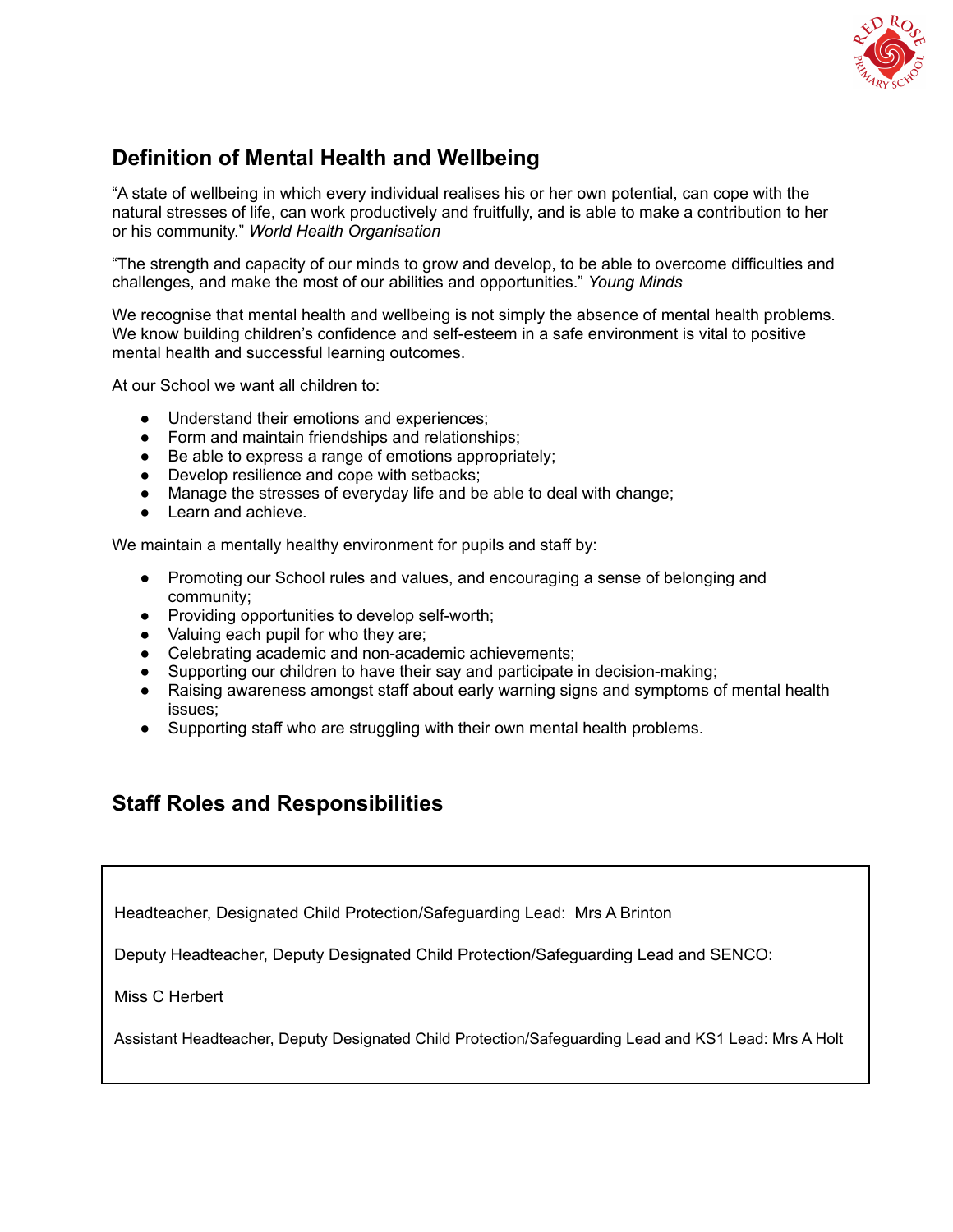## Definition of Mental Health and Wellbeing

"A state of wellbeing in which every individual realises his or her own potential, can cope with the natural stresses of life, can work productively and fruitfully, and is able to make a contribution to her or his community." *World Health Organisation*

"The strength and capacity of our minds to grow and develop, to be able to overcome difficulties and challenges, and make the most of our abilities and opportunities." *Young Minds*

We recognise that mental health and wellbeing is not simply the absence of mental health problems. We know building children's confidence and self-esteem in a safe environment is vital to positive mental health and successful learning outcomes.

At our School we want all children to:

- Understand their emotions and experiences;
- Form and maintain friendships and relationships;
- Be able to express a range of emotions appropriately;
- Develop resilience and cope with setbacks;
- Manage the stresses of everyday life and be able to deal with change;
- Learn and achieve.

We maintain a mentally healthy environment for pupils and staff by:

- Promoting our School rules and values, and encouraging a sense of belonging and community;
- Providing opportunities to develop self-worth;
- Valuing each pupil for who they are;
- Celebrating academic and non-academic achievements;
- Supporting our children to have their say and participate in decision-making;
- Raising awareness amongst staff about early warning signs and symptoms of mental health issues;
- Supporting staff who are struggling with their own mental health problems.

## Staff Roles and Responsibilities

Headteacher, Designated Child Protection/Safeguarding Lead: Mrs A Brinton

Deputy Headteacher, Deputy Designated Child Protection/Safeguarding Lead and SENCO:

Miss C Herbert

Assistant Headteacher, Deputy Designated Child Protection/Safeguarding Lead and KS1 Lead: Mrs A Holt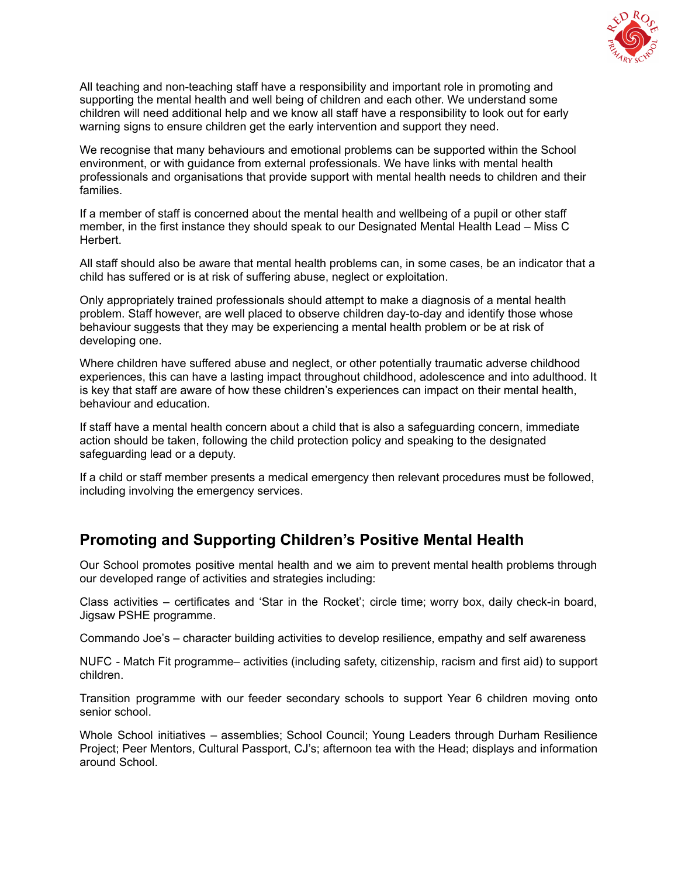All teaching and non-teaching staff have a responsibility and important role in promoting and supporting the mental health and well being of children and each other. We understand some children will need additional help and we know all staff have a responsibility to look out for early warning signs to ensure children get the early intervention and support they need.

We recognise that many behaviours and emotional problems can be supported within the School environment, or with guidance from external professionals. We have links with mental health professionals and organisations that provide support with mental health needs to children and their families.

If a member of staff is concerned about the mental health and wellbeing of a pupil or other staff member, in the first instance they should speak to our Designated Mental Health Lead – Miss C Herbert.

All staff should also be aware that mental health problems can, in some cases, be an indicator that a child has suffered or is at risk of suffering abuse, neglect or exploitation.

Only appropriately trained professionals should attempt to make a diagnosis of a mental health problem. Staff however, are well placed to observe children day-to-day and identify those whose behaviour suggests that they may be experiencing a mental health problem or be at risk of developing one.

Where children have suffered abuse and neglect, or other potentially traumatic adverse childhood experiences, this can have a lasting impact throughout childhood, adolescence and into adulthood. It is key that staff are aware of how these children's experiences can impact on their mental health, behaviour and education.

If staff have a mental health concern about a child that is also a safeguarding concern, immediate action should be taken, following the child protection policy and speaking to the designated safeguarding lead or a deputy.

If a child or staff member presents a medical emergency then relevant procedures must be followed, including involving the emergency services.

## Promoting and Supporting Children's Positive Mental Health

Our School promotes positive mental health and we aim to prevent mental health problems through our developed range of activities and strategies including:

Class activities – certificates and 'Star in the Rocket'; circle time; worry box, daily check-in board, Jigsaw PSHE programme.

Commando Joe's – character building activities to develop resilience, empathy and self awareness

NUFC - Match Fit programme– activities (including safety, citizenship, racism and first aid) to support children.

Transition programme with our feeder secondary schools to support Year 6 children moving onto senior school.

Whole School initiatives – assemblies; School Council; Young Leaders through Durham Resilience Project; Peer Mentors, Cultural Passport, CJ's; afternoon tea with the Head; displays and information around School.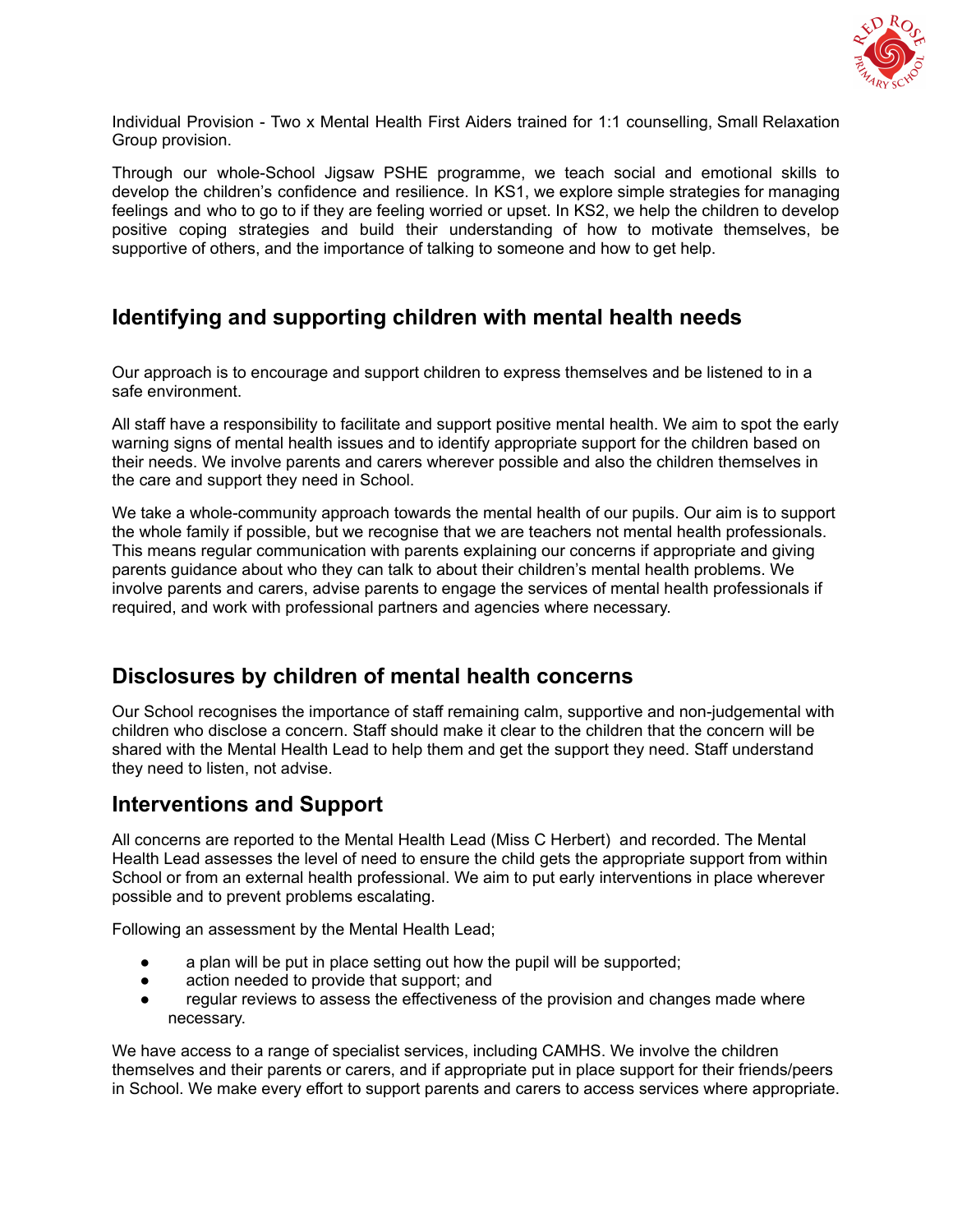Individual Provision - Two x Mental Health First Aiders trained for 1:1 counselling, Small Relaxation Group provision.

Through our whole-School Jigsaw PSHE programme, we teach social and emotional skills to develop the children's confidence and resilience. In KS1, we explore simple strategies for managing feelings and who to go to if they are feeling worried or upset. In KS2, we help the children to develop positive coping strategies and build their understanding of how to motivate themselves, be supportive of others, and the importance of talking to someone and how to get help.

## Identifying and supporting children with mental health needs

Our approach is to encourage and support children to express themselves and be listened to in a safe environment.

All staff have a responsibility to facilitate and support positive mental health. We aim to spot the early warning signs of mental health issues and to identify appropriate support for the children based on their needs. We involve parents and carers wherever possible and also the children themselves in the care and support they need in School.

We take a whole-community approach towards the mental health of our pupils. Our aim is to support the whole family if possible, but we recognise that we are teachers not mental health professionals. This means regular communication with parents explaining our concerns if appropriate and giving parents guidance about who they can talk to about their children's mental health problems. We involve parents and carers, advise parents to engage the services of mental health professionals if required, and work with professional partners and agencies where necessary.

## Disclosures by children of mental health concerns

Our School recognises the importance of staff remaining calm, supportive and non-judgemental with children who disclose a concern. Staff should make it clear to the children that the concern will be shared with the Mental Health Lead to help them and get the support they need. Staff understand they need to listen, not advise.

## Interventions and Support

All concerns are reported to the Mental Health Lead (Miss C Herbert) and recorded. The Mental Health Lead assesses the level of need to ensure the child gets the appropriate support from within School or from an external health professional. We aim to put early interventions in place wherever possible and to prevent problems escalating.

Following an assessment by the Mental Health Lead;

- a plan will be put in place setting out how the pupil will be supported;
- action needed to provide that support; and
- regular reviews to assess the effectiveness of the provision and changes made where necessary.

We have access to a range of specialist services, including CAMHS. We involve the children themselves and their parents or carers, and if appropriate put in place support for their friends/peers in School. We make every effort to support parents and carers to access services where appropriate.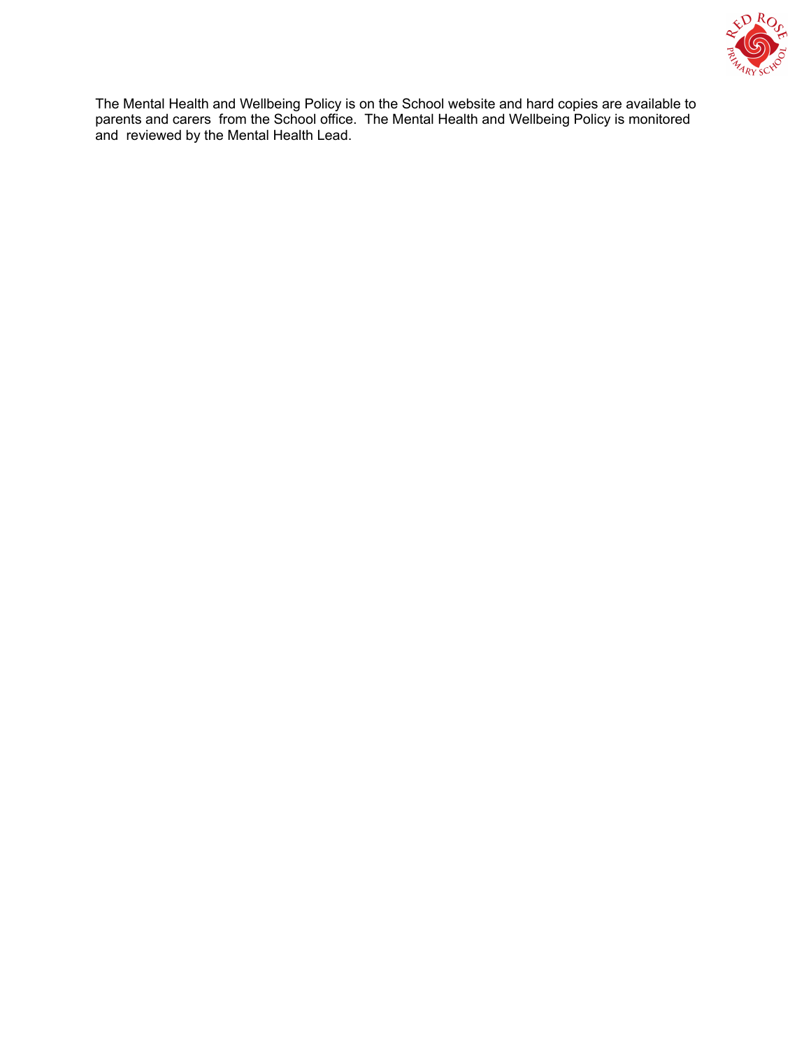The Mental Health and Wellbeing Policy is on the School website and hard copies are available to parents and carers from the School office. The Mental Health and Wellbeing Policy is monitored and reviewed by the Mental Health Lead.